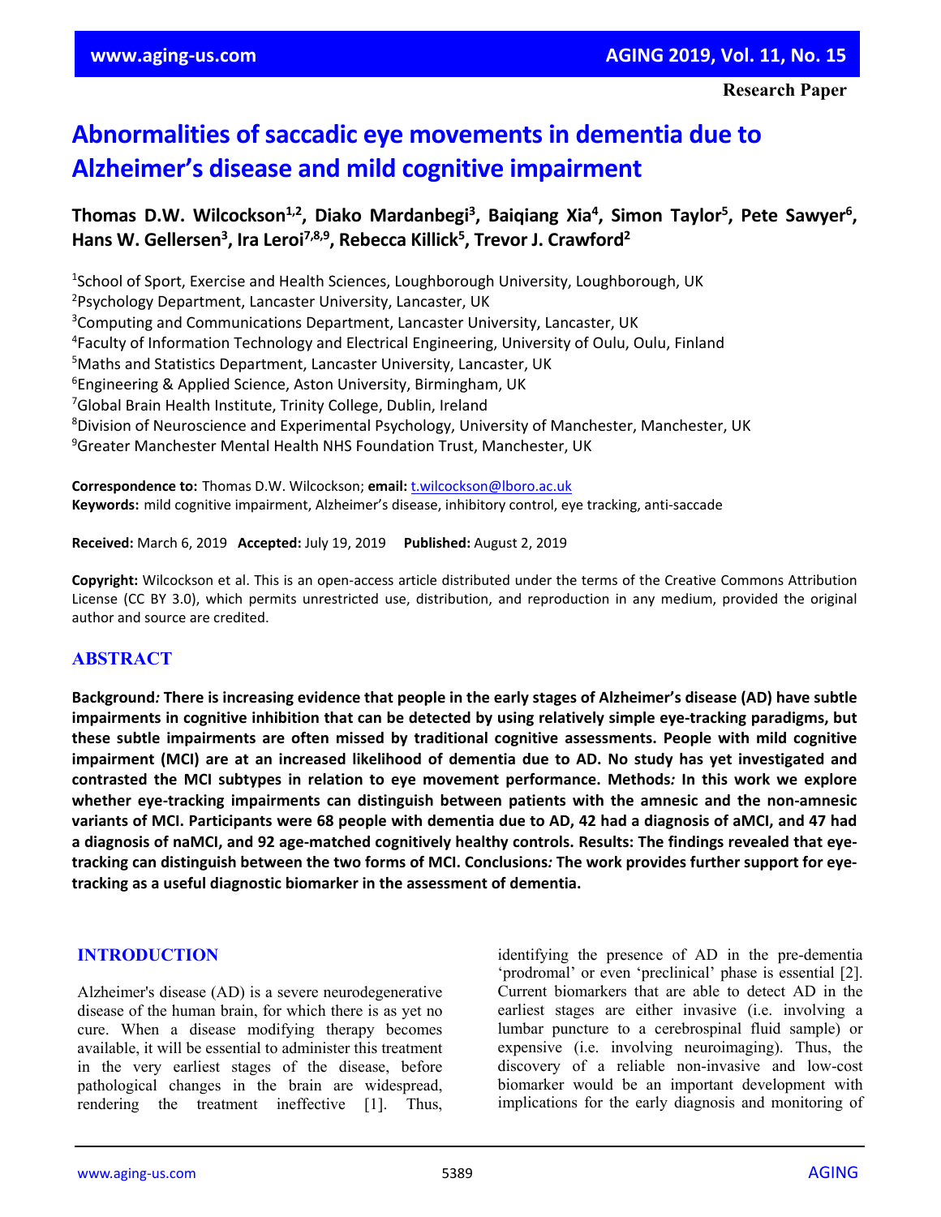Research Paper

# Abnormalities of saccadic eye movements in dementia due to Alzheimer's disease and mild cognitive impairment

**Thomas D.W. Wilcockson[1,2], Diako Mardanbegi[3], Baiqiang Xia[4], Simon Taylor[5], Pete Sawyer[6], Hans W. Gellersen[3], Ira Leroi[7,8,9], Rebecca Killick[5], Trevor J. Crawford[2]**

[1]School of Sport, Exercise and Health Sciences, Loughborough University, Loughborough, UK
[2]Psychology Department, Lancaster University, Lancaster, UK
[3]Computing and Communications Department, Lancaster University, Lancaster, UK
[4]Faculty of Information Technology and Electrical Engineering, University of Oulu, Oulu, Finland
[5]Maths and Statistics Department, Lancaster University, Lancaster, UK
[6]Engineering & Applied Science, Aston University, Birmingham, UK
[7]Global Brain Health Institute, Trinity College, Dublin, Ireland
[8]Division of Neuroscience and Experimental Psychology, University of Manchester, Manchester, UK
[9]Greater Manchester Mental Health NHS Foundation Trust, Manchester, UK

**Correspondence to:** Thomas D.W. Wilcockson; **email:** t.wilcockson@lboro.ac.uk
**Keywords:** mild cognitive impairment, Alzheimer's disease, inhibitory control, eye tracking, anti-saccade

**Received:** March 6, 2019 **Accepted:** July 19, 2019 **Published:** August 2, 2019

**Copyright:** Wilcockson et al. This is an open-access article distributed under the terms of the Creative Commons Attribution License (CC BY 3.0), which permits unrestricted use, distribution, and reproduction in any medium, provided the original author and source are credited.

## ABSTRACT

**Background*:* There is increasing evidence that people in the early stages of Alzheimer's disease (AD) have subtle impairments in cognitive inhibition that can be detected by using relatively simple eye-tracking paradigms, but these subtle impairments are often missed by traditional cognitive assessments. People with mild cognitive impairment (MCI) are at an increased likelihood of dementia due to AD. No study has yet investigated and contrasted the MCI subtypes in relation to eye movement performance. Methods*:* In this work we explore whether eye-tracking impairments can distinguish between patients with the amnesic and the non-amnesic variants of MCI. Participants were 68 people with dementia due to AD, 42 had a diagnosis of aMCI, and 47 had a diagnosis of naMCI, and 92 age-matched cognitively healthy controls. Results: The findings revealed that eye-tracking can distinguish between the two forms of MCI. Conclusions*:* The work provides further support for eye-tracking as a useful diagnostic biomarker in the assessment of dementia.**

## INTRODUCTION

Alzheimer's disease (AD) is a severe neurodegenerative disease of the human brain, for which there is as yet no cure. When a disease modifying therapy becomes available, it will be essential to administer this treatment in the very earliest stages of the disease, before pathological changes in the brain are widespread, rendering the treatment ineffective [1]. Thus, identifying the presence of AD in the pre-dementia 'prodromal' or even 'preclinical' phase is essential [2]. Current biomarkers that are able to detect AD in the earliest stages are either invasive (i.e. involving a lumbar puncture to a cerebrospinal fluid sample) or expensive (i.e. involving neuroimaging). Thus, the discovery of a reliable non-invasive and low-cost biomarker would be an important development with implications for the early diagnosis and monitoring of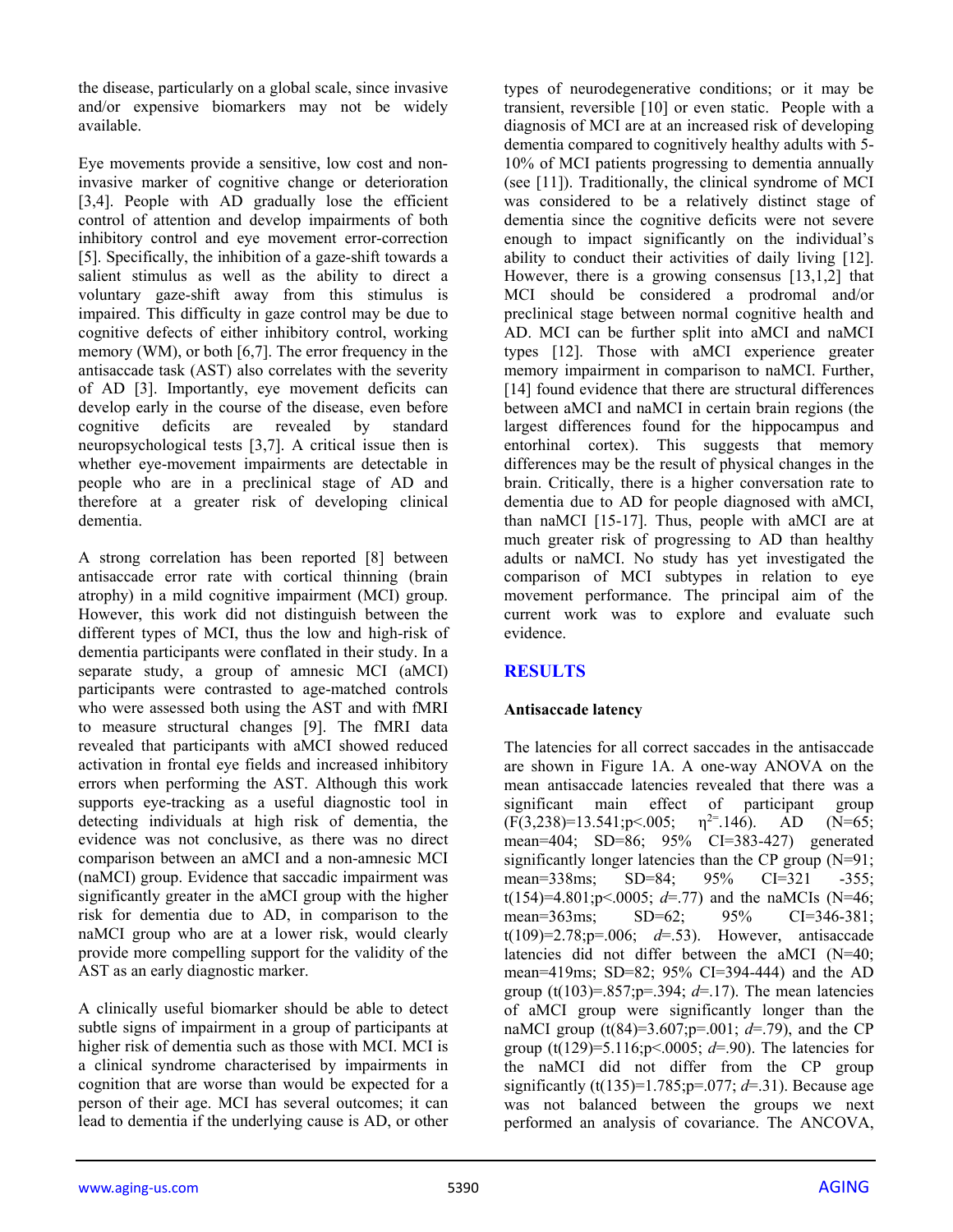the disease, particularly on a global scale, since invasive and/or expensive biomarkers may not be widely available.

Eye movements provide a sensitive, low cost and non-invasive marker of cognitive change or deterioration [3,4]. People with AD gradually lose the efficient control of attention and develop impairments of both inhibitory control and eye movement error-correction [5]. Specifically, the inhibition of a gaze-shift towards a salient stimulus as well as the ability to direct a voluntary gaze-shift away from this stimulus is impaired. This difficulty in gaze control may be due to cognitive defects of either inhibitory control, working memory (WM), or both [6,7]. The error frequency in the antisaccade task (AST) also correlates with the severity of AD [3]. Importantly, eye movement deficits can develop early in the course of the disease, even before cognitive deficits are revealed by standard neuropsychological tests [3,7]. A critical issue then is whether eye-movement impairments are detectable in people who are in a preclinical stage of AD and therefore at a greater risk of developing clinical dementia.

A strong correlation has been reported [8] between antisaccade error rate with cortical thinning (brain atrophy) in a mild cognitive impairment (MCI) group. However, this work did not distinguish between the different types of MCI, thus the low and high-risk of dementia participants were conflated in their study. In a separate study, a group of amnesic MCI (aMCI) participants were contrasted to age-matched controls who were assessed both using the AST and with fMRI to measure structural changes [9]. The fMRI data revealed that participants with aMCI showed reduced activation in frontal eye fields and increased inhibitory errors when performing the AST. Although this work supports eye-tracking as a useful diagnostic tool in detecting individuals at high risk of dementia, the evidence was not conclusive, as there was no direct comparison between an aMCI and a non-amnesic MCI (naMCI) group. Evidence that saccadic impairment was significantly greater in the aMCI group with the higher risk for dementia due to AD, in comparison to the naMCI group who are at a lower risk, would clearly provide more compelling support for the validity of the AST as an early diagnostic marker.

A clinically useful biomarker should be able to detect subtle signs of impairment in a group of participants at higher risk of dementia such as those with MCI. MCI is a clinical syndrome characterised by impairments in cognition that are worse than would be expected for a person of their age. MCI has several outcomes; it can lead to dementia if the underlying cause is AD, or other types of neurodegenerative conditions; or it may be transient, reversible [10] or even static. People with a diagnosis of MCI are at an increased risk of developing dementia compared to cognitively healthy adults with 5-10% of MCI patients progressing to dementia annually (see [11]). Traditionally, the clinical syndrome of MCI was considered to be a relatively distinct stage of dementia since the cognitive deficits were not severe enough to impact significantly on the individual's ability to conduct their activities of daily living [12]. However, there is a growing consensus [13,1,2] that MCI should be considered a prodromal and/or preclinical stage between normal cognitive health and AD. MCI can be further split into aMCI and naMCI types [12]. Those with aMCI experience greater memory impairment in comparison to naMCI. Further, [14] found evidence that there are structural differences between aMCI and naMCI in certain brain regions (the largest differences found for the hippocampus and entorhinal cortex). This suggests that memory differences may be the result of physical changes in the brain. Critically, there is a higher conversation rate to dementia due to AD for people diagnosed with aMCI, than naMCI [15-17]. Thus, people with aMCI are at much greater risk of progressing to AD than healthy adults or naMCI. No study has yet investigated the comparison of MCI subtypes in relation to eye movement performance. The principal aim of the current work was to explore and evaluate such evidence.

## RESULTS

### Antisaccade latency

The latencies for all correct saccades in the antisaccade are shown in Figure 1A. A one-way ANOVA on the mean antisaccade latencies revealed that there was a significant main effect of participant group ($F(3,238)=13.541; p<.005$; $\eta^2=.146$). AD (N=65; mean=404; SD=86; 95% CI=383-427) generated significantly longer latencies than the CP group (N=91; mean=338ms; SD=84; 95% CI=321 -355; $t(154)=4.801; p<.0005$; $d=.77$) and the naMCIs (N=46; mean=363ms; SD=62; 95% CI=346-381; $t(109)=2.78; p=.006$; $d=.53$). However, antisaccade latencies did not differ between the aMCI (N=40; mean=419ms; SD=82; 95% CI=394-444) and the AD group ($t(103)=.857; p=.394$; $d=.17$). The mean latencies of aMCI group were significantly longer than the naMCI group ($t(84)=3.607; p=.001$; $d=.79$), and the CP group ($t(129)=5.116; p<.0005$; $d=.90$). The latencies for the naMCI did not differ from the CP group significantly ($t(135)=1.785; p=.077$; $d=.31$). Because age was not balanced between the groups we next performed an analysis of covariance. The ANCOVA,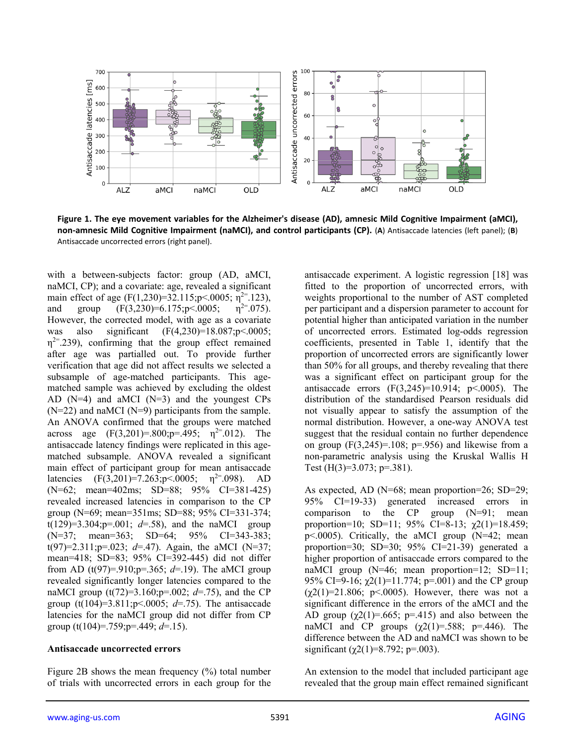Antisaccade latencies [ms]

700
600
500
400
300
200
100
0

ALZ aMCI naMCI OLD

Antisaccade uncorrected errors

100
80
60
40
20
0

ALZ aMCI naMCI OLD

**Figure 1. The eye movement variables for the Alzheimer's disease (AD), amnesic Mild Cognitive Impairment (aMCI), non-amnesic Mild Cognitive Impairment (naMCI), and control participants (CP).** (**A**) Antisaccade latencies (left panel); (**B**) Antisaccade uncorrected errors (right panel).

with a between-subjects factor: group (AD, aMCI, naMCI, CP); and a covariate: age, revealed a significant main effect of age ($F(1,230)=32.115; p<.0005; \eta^2=.123$), and group ($F(3,230)=6.175; p<.0005; \eta^2=.075$). However, the corrected model, with age as a covariate was also significant ($F(4,230)=18.087; p<.0005; \eta^2=.239$), confirming that the group effect remained after age was partialled out. To provide further verification that age did not affect results we selected a subsample of age-matched participants. This age-matched sample was achieved by excluding the oldest AD (N=4) and aMCI (N=3) and the youngest CPs (N=22) and naMCI (N=9) participants from the sample. An ANOVA confirmed that the groups were matched across age ($F(3,201)=.800; p=.495; \eta^2=.012$). The antisaccade latency findings were replicated in this age-matched subsample. ANOVA revealed a significant main effect of participant group for mean antisaccade latencies ($F(3,201)=7.263; p<.0005; \eta^2=.098$). AD (N=62; mean=402ms; SD=88; 95% CI=381-425) revealed increased latencies in comparison to the CP group (N=69; mean=351ms; SD=88; 95% CI=331-374; $t(129)=3.304; p=.001$; *d*=.58), and the naMCI group (N=37; mean=363; SD=64; 95% CI=343-383; $t(97)=2.311; p=.023$; *d*=.47). Again, the aMCI (N=37; mean=418; SD=83; 95% CI=392-445) did not differ from AD ($t(97)=.910; p=.365$; *d*=.19). The aMCI group revealed significantly longer latencies compared to the naMCI group ($t(72)=3.160; p=.002$; *d*=.75), and the CP group ($t(104)=3.811; p<.0005$; *d*=.75). The antisaccade latencies for the naMCI group did not differ from CP group ($t(104)=.759; p=.449$; *d*=.15).

### Antisaccade uncorrected errors

Figure 2B shows the mean frequency (%) total number of trials with uncorrected errors in each group for the antisaccade experiment. A logistic regression [18] was fitted to the proportion of uncorrected errors, with weights proportional to the number of AST completed per participant and a dispersion parameter to account for potential higher than anticipated variation in the number of uncorrected errors. Estimated log-odds regression coefficients, presented in Table 1, identify that the proportion of uncorrected errors are significantly lower than 50% for all groups, and thereby revealing that there was a significant effect on participant group for the antisaccade errors ($F(3,245)=10.914; p<.0005$). The distribution of the standardised Pearson residuals did not visually appear to satisfy the assumption of the normal distribution. However, a one-way ANOVA test suggest that the residual contain no further dependence on group ($F(3,245)=.108; p=.956$) and likewise from a non-parametric analysis using the Kruskal Wallis H Test ($H(3)=3.073; p=.381$).

As expected, AD (N=68; mean proportion=26; SD=29; 95% CI=19-33) generated increased errors in comparison to the CP group (N=91; mean proportion=10; SD=11; 95% CI=8-13; $\chi2(1)=18.459; p<.0005$). Critically, the aMCI group (N=42; mean proportion=30; SD=30; 95% CI=21-39) generated a higher proportion of antisaccade errors compared to the naMCI group (N=46; mean proportion=12; SD=11; 95% CI=9-16; $\chi2(1)=11.774; p=.001$) and the CP group ($\chi2(1)=21.806; p<.0005$). However, there was not a significant difference in the errors of the aMCI and the AD group ($\chi2(1)=.665; p=.415$) and also between the naMCI and CP groups ($\chi2(1)=.588; p=.446$). The difference between the AD and naMCI was shown to be significant ($\chi2(1)=8.792; p=.003$).

An extension to the model that included participant age revealed that the group main effect remained significant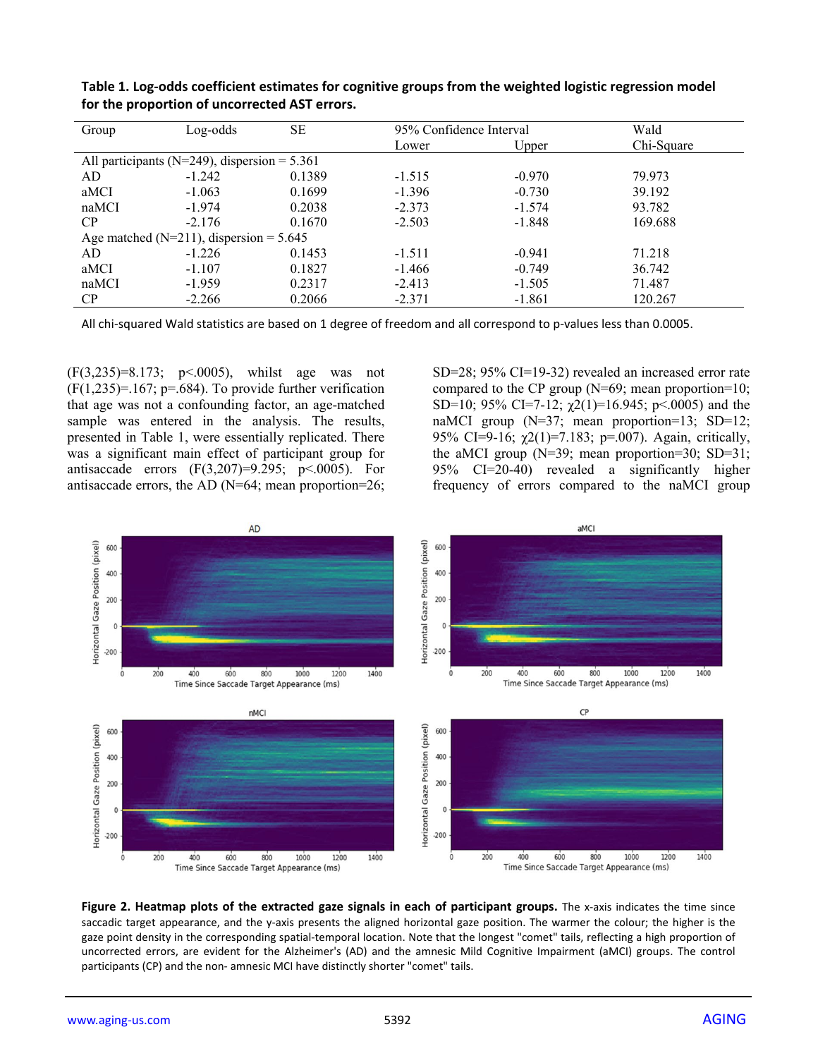**Table 1. Log-odds coefficient estimates for cognitive groups from the weighted logistic regression model for the proportion of uncorrected AST errors.**

| Group | Log-odds | SE | 95% Confidence Interval | | Wald |
|---|---|---|---|---|---|
| | | | Lower | Upper | Chi-Square |
| All participants (N=249), dispersion = 5.361 | | | | | |
| AD | -1.242 | 0.1389 | -1.515 | -0.970 | 79.973 |
| aMCI | -1.063 | 0.1699 | -1.396 | -0.730 | 39.192 |
| naMCI | -1.974 | 0.2038 | -2.373 | -1.574 | 93.782 |
| CP | -2.176 | 0.1670 | -2.503 | -1.848 | 169.688 |
| Age matched (N=211), dispersion = 5.645 | | | | | |
| AD | -1.226 | 0.1453 | -1.511 | -0.941 | 71.218 |
| aMCI | -1.107 | 0.1827 | -1.466 | -0.749 | 36.742 |
| naMCI | -1.959 | 0.2317 | -2.413 | -1.505 | 71.487 |
| CP | -2.266 | 0.2066 | -2.371 | -1.861 | 120.267 |

All chi-squared Wald statistics are based on 1 degree of freedom and all correspond to p-values less than 0.0005.

($F(3,235)=8.173$; $p<.0005$), whilst age was not ($F(1,235)=.167$; $p=.684$). To provide further verification that age was not a confounding factor, an age-matched sample was entered in the analysis. The results, presented in Table 1, were essentially replicated. There was a significant main effect of participant group for antisaccade errors ($F(3,207)=9.295$; $p<.0005$). For antisaccade errors, the AD (N=64; mean proportion=26; SD=28; 95% CI=19-32) revealed an increased error rate compared to the CP group (N=69; mean proportion=10; SD=10; 95% CI=7-12; $\chi^2(1)=16.945$; $p<.0005$) and the naMCI group (N=37; mean proportion=13; SD=12; 95% CI=9-16; $\chi^2(1)=7.183$; $p=.007$). Again, critically, the aMCI group (N=39; mean proportion=30; SD=31; 95% CI=20-40) revealed a significantly higher frequency of errors compared to the naMCI group

AD
aMCI
nMCI
CP
Horizontal Gaze Position (pixel)
600
400
200
0
-200
Time Since Saccade Target Appearance (ms)
0 200 400 600 800 1000 1200 1400

**Figure 2. Heatmap plots of the extracted gaze signals in each of participant groups.** The x-axis indicates the time since saccadic target appearance, and the y-axis presents the aligned horizontal gaze position. The warmer the colour; the higher is the gaze point density in the corresponding spatial-temporal location. Note that the longest "comet" tails, reflecting a high proportion of uncorrected errors, are evident for the Alzheimer's (AD) and the amnesic Mild Cognitive Impairment (aMCI) groups. The control participants (CP) and the non- amnesic MCI have distinctly shorter "comet" tails.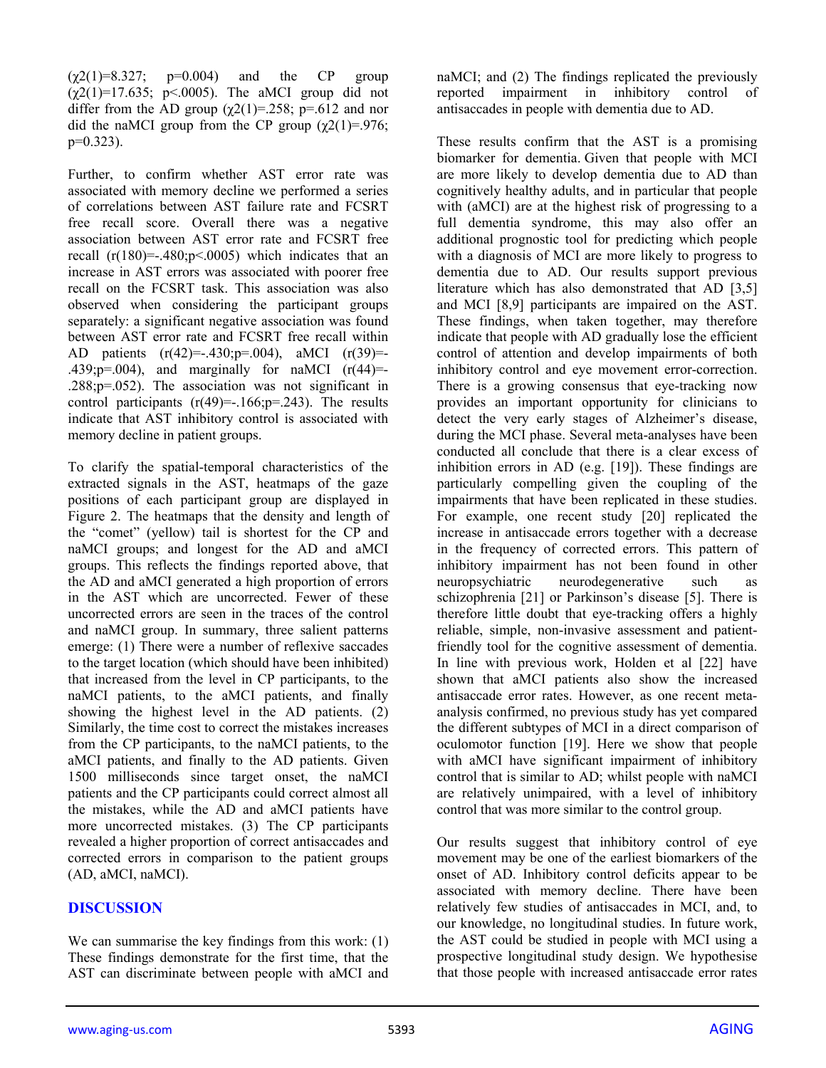($\chi 2(1)=8.327$; $p=0.004$) and the CP group ($\chi 2(1)=17.635$; $p<.0005$). The aMCI group did not differ from the AD group ($\chi 2(1)=.258$; $p=.612$ and nor did the naMCI group from the CP group ($\chi 2(1)=.976$; $p=0.323$).

Further, to confirm whether AST error rate was associated with memory decline we performed a series of correlations between AST failure rate and FCSRT free recall score. Overall there was a negative association between AST error rate and FCSRT free recall ($r(180)=-.480$;$p<.0005$) which indicates that an increase in AST errors was associated with poorer free recall on the FCSRT task. This association was also observed when considering the participant groups separately: a significant negative association was found between AST error rate and FCSRT free recall within AD patients ($r(42)=-.430$;$p=.004$), aMCI ($r(39)=-.439$;$p=.004$), and marginally for naMCI ($r(44)=-.288$;$p=.052$). The association was not significant in control participants ($r(49)=-.166$;$p=.243$). The results indicate that AST inhibitory control is associated with memory decline in patient groups.

To clarify the spatial-temporal characteristics of the extracted signals in the AST, heatmaps of the gaze positions of each participant group are displayed in Figure 2. The heatmaps that the density and length of the "comet" (yellow) tail is shortest for the CP and naMCI groups; and longest for the AD and aMCI groups. This reflects the findings reported above, that the AD and aMCI generated a high proportion of errors in the AST which are uncorrected. Fewer of these uncorrected errors are seen in the traces of the control and naMCI group. In summary, three salient patterns emerge: (1) There were a number of reflexive saccades to the target location (which should have been inhibited) that increased from the level in CP participants, to the naMCI patients, to the aMCI patients, and finally showing the highest level in the AD patients. (2) Similarly, the time cost to correct the mistakes increases from the CP participants, to the naMCI patients, to the aMCI patients, and finally to the AD patients. Given 1500 milliseconds since target onset, the naMCI patients and the CP participants could correct almost all the mistakes, while the AD and aMCI patients have more uncorrected mistakes. (3) The CP participants revealed a higher proportion of correct antisaccades and corrected errors in comparison to the patient groups (AD, aMCI, naMCI).

## DISCUSSION

We can summarise the key findings from this work: (1) These findings demonstrate for the first time, that the AST can discriminate between people with aMCI and naMCI; and (2) The findings replicated the previously reported impairment in inhibitory control of antisaccades in people with dementia due to AD.

These results confirm that the AST is a promising biomarker for dementia. Given that people with MCI are more likely to develop dementia due to AD than cognitively healthy adults, and in particular that people with (aMCI) are at the highest risk of progressing to a full dementia syndrome, this may also offer an additional prognostic tool for predicting which people with a diagnosis of MCI are more likely to progress to dementia due to AD. Our results support previous literature which has also demonstrated that AD [3,5] and MCI [8,9] participants are impaired on the AST. These findings, when taken together, may therefore indicate that people with AD gradually lose the efficient control of attention and develop impairments of both inhibitory control and eye movement error-correction. There is a growing consensus that eye-tracking now provides an important opportunity for clinicians to detect the very early stages of Alzheimer's disease, during the MCI phase. Several meta-analyses have been conducted all conclude that there is a clear excess of inhibition errors in AD (e.g. [19]). These findings are particularly compelling given the coupling of the impairments that have been replicated in these studies. For example, one recent study [20] replicated the increase in antisaccade errors together with a decrease in the frequency of corrected errors. This pattern of inhibitory impairment has not been found in other neuropsychiatric neurodegenerative such as schizophrenia [21] or Parkinson's disease [5]. There is therefore little doubt that eye-tracking offers a highly reliable, simple, non-invasive assessment and patient-friendly tool for the cognitive assessment of dementia. In line with previous work, Holden et al [22] have shown that aMCI patients also show the increased antisaccade error rates. However, as one recent meta-analysis confirmed, no previous study has yet compared the different subtypes of MCI in a direct comparison of oculomotor function [19]. Here we show that people with aMCI have significant impairment of inhibitory control that is similar to AD; whilst people with naMCI are relatively unimpaired, with a level of inhibitory control that was more similar to the control group.

Our results suggest that inhibitory control of eye movement may be one of the earliest biomarkers of the onset of AD. Inhibitory control deficits appear to be associated with memory decline. There have been relatively few studies of antisaccades in MCI, and, to our knowledge, no longitudinal studies. In future work, the AST could be studied in people with MCI using a prospective longitudinal study design. We hypothesise that those people with increased antisaccade error rates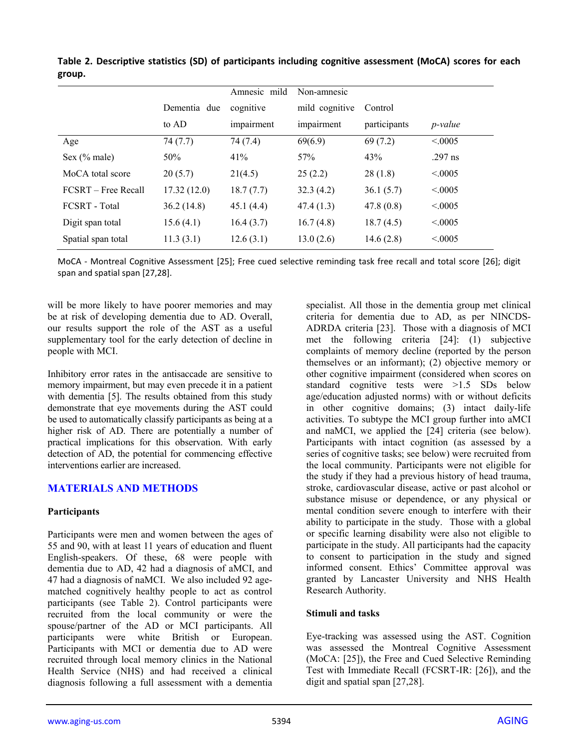**Table 2. Descriptive statistics (SD) of participants including cognitive assessment (MoCA) scores for each group.**

| | Dementia due to AD | Amnesic mild cognitive impairment | Non-amnesic mild cognitive impairment | Control participants | *p-value* |
|---|---|---|---|---|---|
| Age | 74 (7.7) | 74 (7.4) | 69(6.9) | 69 (7.2) | <.0005 |
| Sex (% male) | 50% | 41% | 57% | 43% | .297 ns |
| MoCA total score | 20 (5.7) | 21(4.5) | 25 (2.2) | 28 (1.8) | <.0005 |
| FCSRT – Free Recall | 17.32 (12.0) | 18.7 (7.7) | 32.3 (4.2) | 36.1 (5.7) | <.0005 |
| FCSRT - Total | 36.2 (14.8) | 45.1 (4.4) | 47.4 (1.3) | 47.8 (0.8) | <.0005 |
| Digit span total | 15.6 (4.1) | 16.4 (3.7) | 16.7 (4.8) | 18.7 (4.5) | <.0005 |
| Spatial span total | 11.3 (3.1) | 12.6 (3.1) | 13.0 (2.6) | 14.6 (2.8) | <.0005 |

MoCA - Montreal Cognitive Assessment [25]; Free cued selective reminding task free recall and total score [26]; digit span and spatial span [27,28].

will be more likely to have poorer memories and may be at risk of developing dementia due to AD. Overall, our results support the role of the AST as a useful supplementary tool for the early detection of decline in people with MCI.

Inhibitory error rates in the antisaccade are sensitive to memory impairment, but may even precede it in a patient with dementia [5]. The results obtained from this study demonstrate that eye movements during the AST could be used to automatically classify participants as being at a higher risk of AD. There are potentially a number of practical implications for this observation. With early detection of AD, the potential for commencing effective interventions earlier are increased.

## MATERIALS AND METHODS

### Participants

Participants were men and women between the ages of 55 and 90, with at least 11 years of education and fluent English-speakers. Of these, 68 were people with dementia due to AD, 42 had a diagnosis of aMCI, and 47 had a diagnosis of naMCI. We also included 92 age-matched cognitively healthy people to act as control participants (see Table 2). Control participants were recruited from the local community or were the spouse/partner of the AD or MCI participants. All participants were white British or European. Participants with MCI or dementia due to AD were recruited through local memory clinics in the National Health Service (NHS) and had received a clinical diagnosis following a full assessment with a dementia specialist. All those in the dementia group met clinical criteria for dementia due to AD, as per NINCDS-ADRDA criteria [23]. Those with a diagnosis of MCI met the following criteria [24]: (1) subjective complaints of memory decline (reported by the person themselves or an informant); (2) objective memory or other cognitive impairment (considered when scores on standard cognitive tests were >1.5 SDs below age/education adjusted norms) with or without deficits in other cognitive domains; (3) intact daily-life activities. To subtype the MCI group further into aMCI and naMCI, we applied the [24] criteria (see below). Participants with intact cognition (as assessed by a series of cognitive tasks; see below) were recruited from the local community. Participants were not eligible for the study if they had a previous history of head trauma, stroke, cardiovascular disease, active or past alcohol or substance misuse or dependence, or any physical or mental condition severe enough to interfere with their ability to participate in the study. Those with a global or specific learning disability were also not eligible to participate in the study. All participants had the capacity to consent to participation in the study and signed informed consent. Ethics' Committee approval was granted by Lancaster University and NHS Health Research Authority.

### Stimuli and tasks

Eye-tracking was assessed using the AST. Cognition was assessed the Montreal Cognitive Assessment (MoCA: [25]), the Free and Cued Selective Reminding Test with Immediate Recall (FCSRT-IR: [26]), and the digit and spatial span [27,28].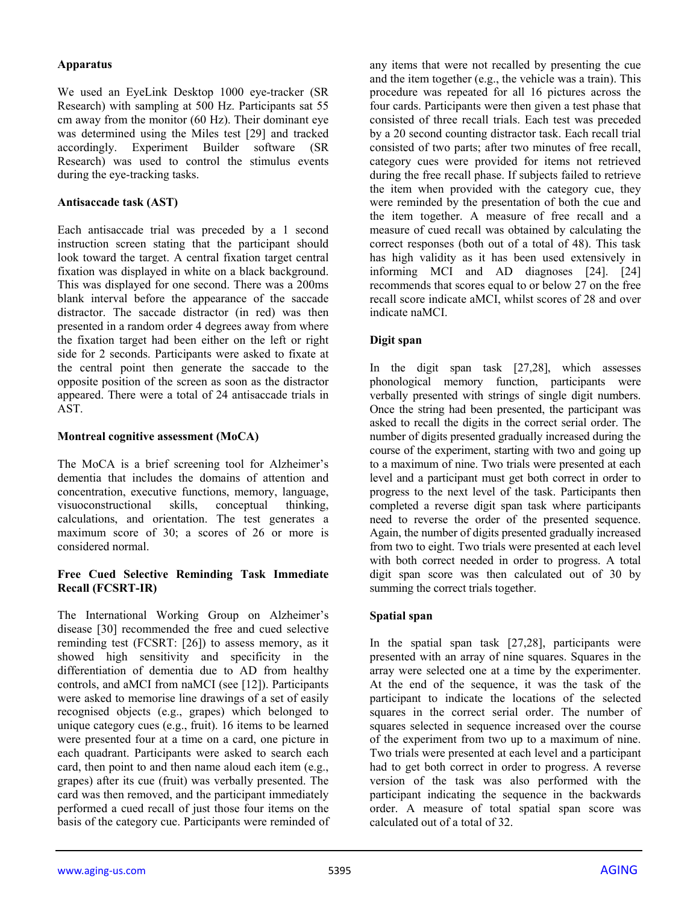### Apparatus

We used an EyeLink Desktop 1000 eye-tracker (SR Research) with sampling at 500 Hz. Participants sat 55 cm away from the monitor (60 Hz). Their dominant eye was determined using the Miles test [29] and tracked accordingly. Experiment Builder software (SR Research) was used to control the stimulus events during the eye-tracking tasks.

### Antisaccade task (AST)

Each antisaccade trial was preceded by a 1 second instruction screen stating that the participant should look toward the target. A central fixation target central fixation was displayed in white on a black background. This was displayed for one second. There was a 200ms blank interval before the appearance of the saccade distractor. The saccade distractor (in red) was then presented in a random order 4 degrees away from where the fixation target had been either on the left or right side for 2 seconds. Participants were asked to fixate at the central point then generate the saccade to the opposite position of the screen as soon as the distractor appeared. There were a total of 24 antisaccade trials in AST.

### Montreal cognitive assessment (MoCA)

The MoCA is a brief screening tool for Alzheimer's dementia that includes the domains of attention and concentration, executive functions, memory, language, visuoconstructional skills, conceptual thinking, calculations, and orientation. The test generates a maximum score of 30; a scores of 26 or more is considered normal.

### Free Cued Selective Reminding Task Immediate Recall (FCSRT-IR)

The International Working Group on Alzheimer's disease [30] recommended the free and cued selective reminding test (FCSRT: [26]) to assess memory, as it showed high sensitivity and specificity in the differentiation of dementia due to AD from healthy controls, and aMCI from naMCI (see [12]). Participants were asked to memorise line drawings of a set of easily recognised objects (e.g., grapes) which belonged to unique category cues (e.g., fruit). 16 items to be learned were presented four at a time on a card, one picture in each quadrant. Participants were asked to search each card, then point to and then name aloud each item (e.g., grapes) after its cue (fruit) was verbally presented. The card was then removed, and the participant immediately performed a cued recall of just those four items on the basis of the category cue. Participants were reminded of any items that were not recalled by presenting the cue and the item together (e.g., the vehicle was a train). This procedure was repeated for all 16 pictures across the four cards. Participants were then given a test phase that consisted of three recall trials. Each test was preceded by a 20 second counting distractor task. Each recall trial consisted of two parts; after two minutes of free recall, category cues were provided for items not retrieved during the free recall phase. If subjects failed to retrieve the item when provided with the category cue, they were reminded by the presentation of both the cue and the item together. A measure of free recall and a measure of cued recall was obtained by calculating the correct responses (both out of a total of 48). This task has high validity as it has been used extensively in informing MCI and AD diagnoses [24]. [24] recommends that scores equal to or below 27 on the free recall score indicate aMCI, whilst scores of 28 and over indicate naMCI.

### Digit span

In the digit span task [27,28], which assesses phonological memory function, participants were verbally presented with strings of single digit numbers. Once the string had been presented, the participant was asked to recall the digits in the correct serial order. The number of digits presented gradually increased during the course of the experiment, starting with two and going up to a maximum of nine. Two trials were presented at each level and a participant must get both correct in order to progress to the next level of the task. Participants then completed a reverse digit span task where participants need to reverse the order of the presented sequence. Again, the number of digits presented gradually increased from two to eight. Two trials were presented at each level with both correct needed in order to progress. A total digit span score was then calculated out of 30 by summing the correct trials together.

### Spatial span

In the spatial span task [27,28], participants were presented with an array of nine squares. Squares in the array were selected one at a time by the experimenter. At the end of the sequence, it was the task of the participant to indicate the locations of the selected squares in the correct serial order. The number of squares selected in sequence increased over the course of the experiment from two up to a maximum of nine. Two trials were presented at each level and a participant had to get both correct in order to progress. A reverse version of the task was also performed with the participant indicating the sequence in the backwards order. A measure of total spatial span score was calculated out of a total of 32.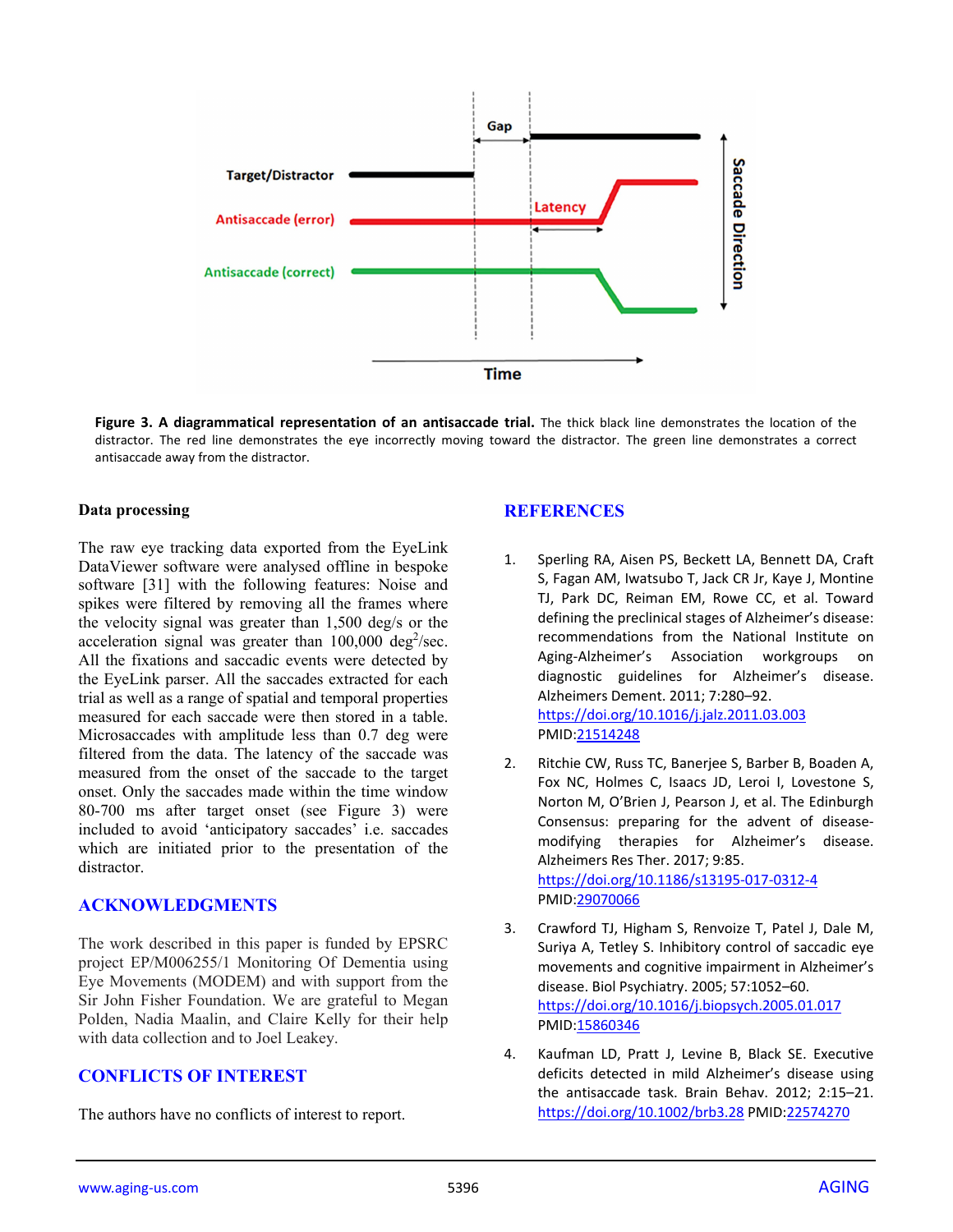Gap

Target/Distractor

Antisaccade (error)

Latency

Antisaccade (correct)

Saccade Direction

Time

**Figure 3. A diagrammatical representation of an antisaccade trial.** The thick black line demonstrates the location of the distractor. The red line demonstrates the eye incorrectly moving toward the distractor. The green line demonstrates a correct antisaccade away from the distractor.

**Data processing**

The raw eye tracking data exported from the EyeLink DataViewer software were analysed offline in bespoke software [31] with the following features: Noise and spikes were filtered by removing all the frames where the velocity signal was greater than 1,500 deg/s or the acceleration signal was greater than 100,000 deg$^2$/sec. All the fixations and saccadic events were detected by the EyeLink parser. All the saccades extracted for each trial as well as a range of spatial and temporal properties measured for each saccade were then stored in a table. Microsaccades with amplitude less than 0.7 deg were filtered from the data. The latency of the saccade was measured from the onset of the saccade to the target onset. Only the saccades made within the time window 80-700 ms after target onset (see Figure 3) were included to avoid 'anticipatory saccades' i.e. saccades which are initiated prior to the presentation of the distractor.

## ACKNOWLEDGMENTS

The work described in this paper is funded by EPSRC project EP/M006255/1 Monitoring Of Dementia using Eye Movements (MODEM) and with support from the Sir John Fisher Foundation. We are grateful to Megan Polden, Nadia Maalin, and Claire Kelly for their help with data collection and to Joel Leakey.

## CONFLICTS OF INTEREST

The authors have no conflicts of interest to report.

## REFERENCES

1. Sperling RA, Aisen PS, Beckett LA, Bennett DA, Craft S, Fagan AM, Iwatsubo T, Jack CR Jr, Kaye J, Montine TJ, Park DC, Reiman EM, Rowe CC, et al. Toward defining the preclinical stages of Alzheimer's disease: recommendations from the National Institute on Aging-Alzheimer's Association workgroups on diagnostic guidelines for Alzheimer's disease. Alzheimers Dement. 2011; 7:280–92. https://doi.org/10.1016/j.jalz.2011.03.003 PMID:21514248

2. Ritchie CW, Russ TC, Banerjee S, Barber B, Boaden A, Fox NC, Holmes C, Isaacs JD, Leroi I, Lovestone S, Norton M, O'Brien J, Pearson J, et al. The Edinburgh Consensus: preparing for the advent of disease-modifying therapies for Alzheimer's disease. Alzheimers Res Ther. 2017; 9:85. https://doi.org/10.1186/s13195-017-0312-4 PMID:29070066

3. Crawford TJ, Higham S, Renvoize T, Patel J, Dale M, Suriya A, Tetley S. Inhibitory control of saccadic eye movements and cognitive impairment in Alzheimer's disease. Biol Psychiatry. 2005; 57:1052–60. https://doi.org/10.1016/j.biopsych.2005.01.017 PMID:15860346

4. Kaufman LD, Pratt J, Levine B, Black SE. Executive deficits detected in mild Alzheimer's disease using the antisaccade task. Brain Behav. 2012; 2:15–21. https://doi.org/10.1002/brb3.28 PMID:22574270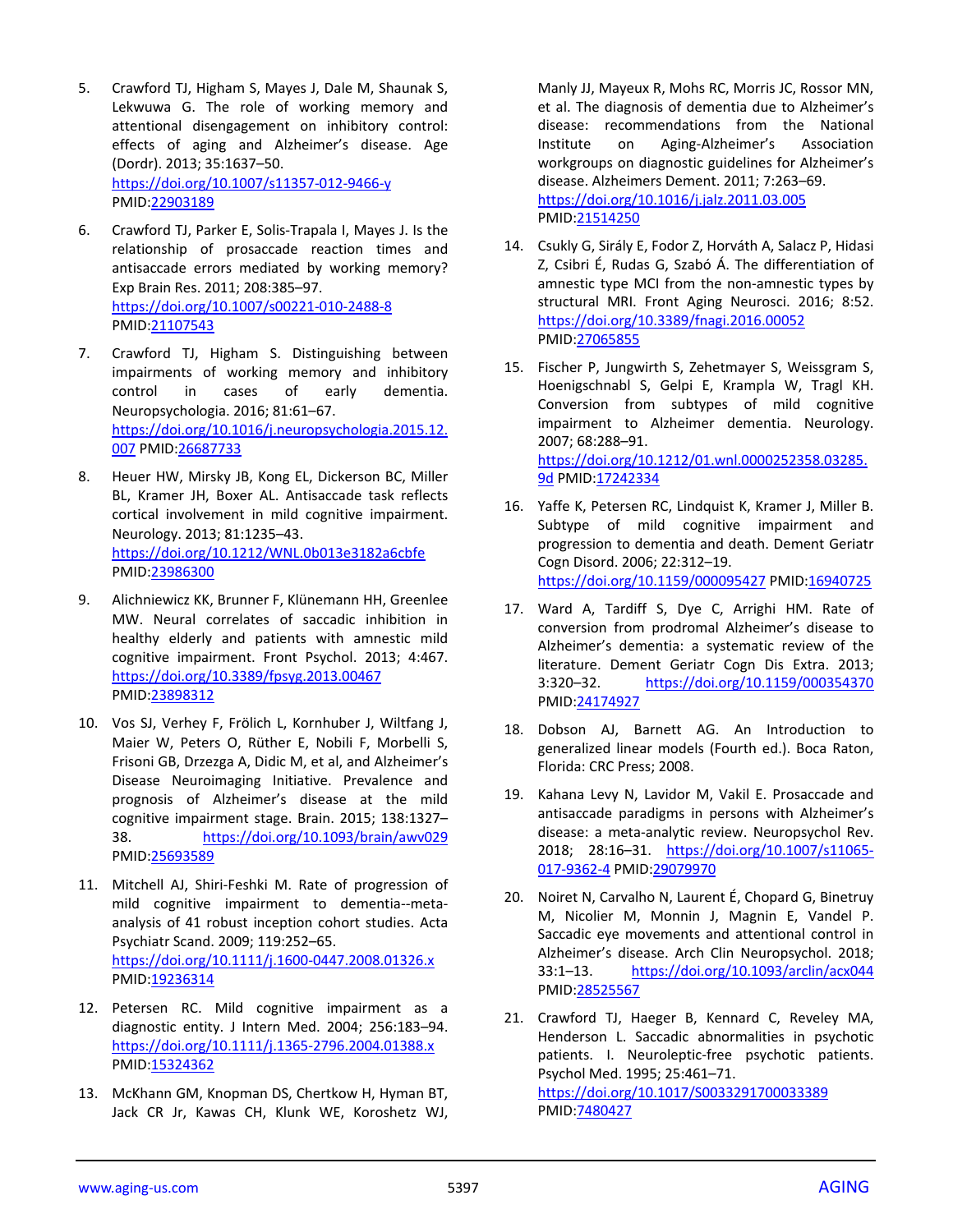5. Crawford TJ, Higham S, Mayes J, Dale M, Shaunak S, Lekwuwa G. The role of working memory and attentional disengagement on inhibitory control: effects of aging and Alzheimer's disease. Age (Dordr). 2013; 35:1637–50. https://doi.org/10.1007/s11357-012-9466-y PMID:22903189

6. Crawford TJ, Parker E, Solis-Trapala I, Mayes J. Is the relationship of prosaccade reaction times and antisaccade errors mediated by working memory? Exp Brain Res. 2011; 208:385–97. https://doi.org/10.1007/s00221-010-2488-8 PMID:21107543

7. Crawford TJ, Higham S. Distinguishing between impairments of working memory and inhibitory control in cases of early dementia. Neuropsychologia. 2016; 81:61–67. https://doi.org/10.1016/j.neuropsychologia.2015.12.007 PMID:26687733

8. Heuer HW, Mirsky JB, Kong EL, Dickerson BC, Miller BL, Kramer JH, Boxer AL. Antisaccade task reflects cortical involvement in mild cognitive impairment. Neurology. 2013; 81:1235–43. https://doi.org/10.1212/WNL.0b013e3182a6cbfe PMID:23986300

9. Alichniewicz KK, Brunner F, Klünemann HH, Greenlee MW. Neural correlates of saccadic inhibition in healthy elderly and patients with amnestic mild cognitive impairment. Front Psychol. 2013; 4:467. https://doi.org/10.3389/fpsyg.2013.00467 PMID:23898312

10. Vos SJ, Verhey F, Frölich L, Kornhuber J, Wiltfang J, Maier W, Peters O, Rüther E, Nobili F, Morbelli S, Frisoni GB, Drzezga A, Didic M, et al, and Alzheimer's Disease Neuroimaging Initiative. Prevalence and prognosis of Alzheimer's disease at the mild cognitive impairment stage. Brain. 2015; 138:1327–38. https://doi.org/10.1093/brain/awv029 PMID:25693589

11. Mitchell AJ, Shiri-Feshki M. Rate of progression of mild cognitive impairment to dementia--meta-analysis of 41 robust inception cohort studies. Acta Psychiatr Scand. 2009; 119:252–65. https://doi.org/10.1111/j.1600-0447.2008.01326.x PMID:19236314

12. Petersen RC. Mild cognitive impairment as a diagnostic entity. J Intern Med. 2004; 256:183–94. https://doi.org/10.1111/j.1365-2796.2004.01388.x PMID:15324362

13. McKhann GM, Knopman DS, Chertkow H, Hyman BT, Jack CR Jr, Kawas CH, Klunk WE, Koroshetz WJ, Manly JJ, Mayeux R, Mohs RC, Morris JC, Rossor MN, et al. The diagnosis of dementia due to Alzheimer's disease: recommendations from the National Institute on Aging-Alzheimer's Association workgroups on diagnostic guidelines for Alzheimer's disease. Alzheimers Dement. 2011; 7:263–69. https://doi.org/10.1016/j.jalz.2011.03.005 PMID:21514250

14. Csukly G, Sirály E, Fodor Z, Horváth A, Salacz P, Hidasi Z, Csibri É, Rudas G, Szabó Á. The differentiation of amnestic type MCI from the non-amnestic types by structural MRI. Front Aging Neurosci. 2016; 8:52. https://doi.org/10.3389/fnagi.2016.00052 PMID:27065855

15. Fischer P, Jungwirth S, Zehetmayer S, Weissgram S, Hoenigschnabl S, Gelpi E, Krampla W, Tragl KH. Conversion from subtypes of mild cognitive impairment to Alzheimer dementia. Neurology. 2007; 68:288–91. https://doi.org/10.1212/01.wnl.0000252358.03285.9d PMID:17242334

16. Yaffe K, Petersen RC, Lindquist K, Kramer J, Miller B. Subtype of mild cognitive impairment and progression to dementia and death. Dement Geriatr Cogn Disord. 2006; 22:312–19. https://doi.org/10.1159/000095427 PMID:16940725

17. Ward A, Tardiff S, Dye C, Arrighi HM. Rate of conversion from prodromal Alzheimer's disease to Alzheimer's dementia: a systematic review of the literature. Dement Geriatr Cogn Dis Extra. 2013; 3:320–32. https://doi.org/10.1159/000354370 PMID:24174927

18. Dobson AJ, Barnett AG. An Introduction to generalized linear models (Fourth ed.). Boca Raton, Florida: CRC Press; 2008.

19. Kahana Levy N, Lavidor M, Vakil E. Prosaccade and antisaccade paradigms in persons with Alzheimer's disease: a meta-analytic review. Neuropsychol Rev. 2018; 28:16–31. https://doi.org/10.1007/s11065-017-9362-4 PMID:29079970

20. Noiret N, Carvalho N, Laurent É, Chopard G, Binetruy M, Nicolier M, Monnin J, Magnin E, Vandel P. Saccadic eye movements and attentional control in Alzheimer's disease. Arch Clin Neuropsychol. 2018; 33:1–13. https://doi.org/10.1093/arclin/acx044 PMID:28525567

21. Crawford TJ, Haeger B, Kennard C, Reveley MA, Henderson L. Saccadic abnormalities in psychotic patients. I. Neuroleptic-free psychotic patients. Psychol Med. 1995; 25:461–71. https://doi.org/10.1017/S0033291700033389 PMID:7480427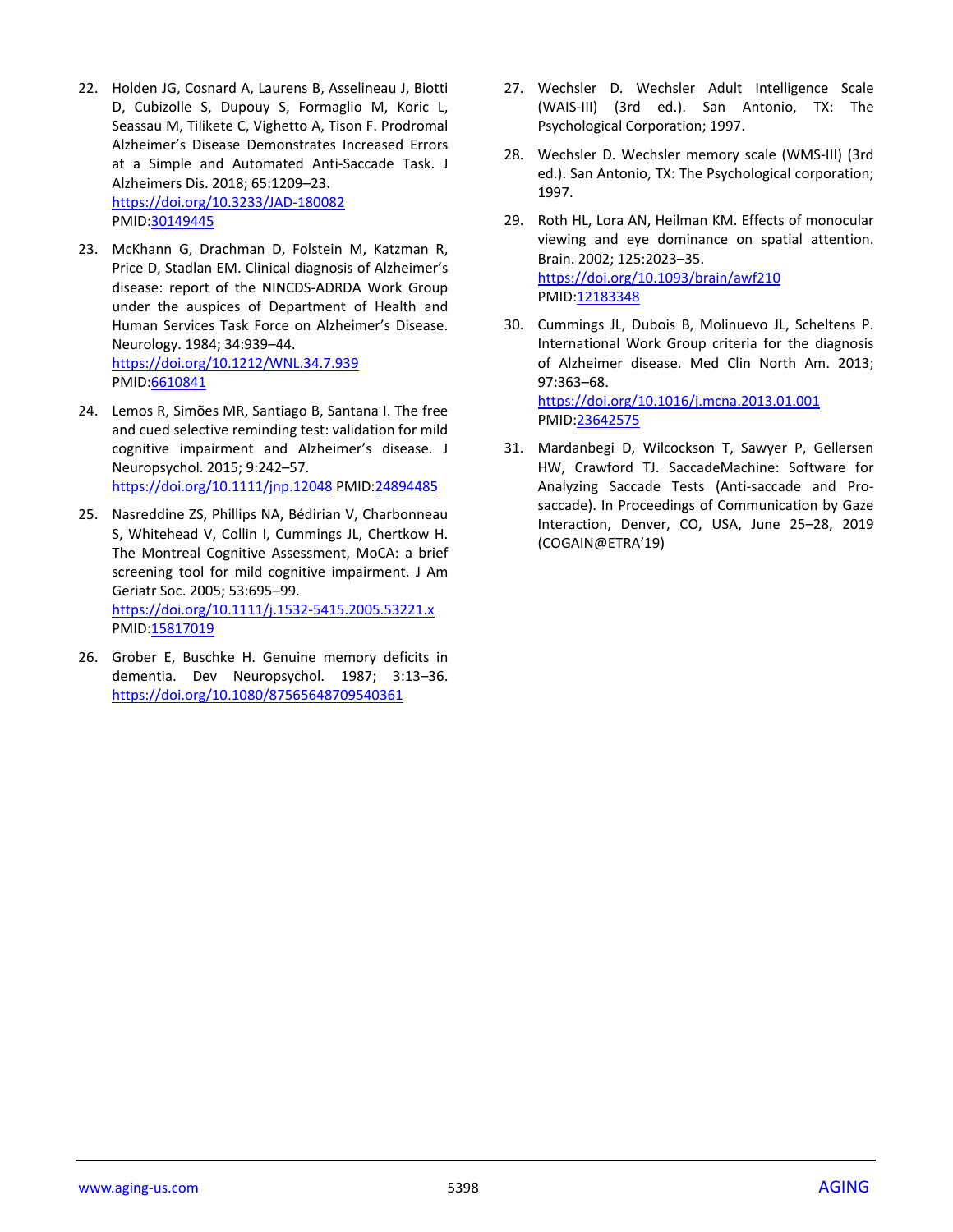22. Holden JG, Cosnard A, Laurens B, Asselineau J, Biotti D, Cubizolle S, Dupouy S, Formaglio M, Koric L, Seassau M, Tilikete C, Vighetto A, Tison F. Prodromal Alzheimer's Disease Demonstrates Increased Errors at a Simple and Automated Anti-Saccade Task. J Alzheimers Dis. 2018; 65:1209–23. https://doi.org/10.3233/JAD-180082 PMID:30149445

23. McKhann G, Drachman D, Folstein M, Katzman R, Price D, Stadlan EM. Clinical diagnosis of Alzheimer's disease: report of the NINCDS-ADRDA Work Group under the auspices of Department of Health and Human Services Task Force on Alzheimer's Disease. Neurology. 1984; 34:939–44. https://doi.org/10.1212/WNL.34.7.939 PMID:6610841

24. Lemos R, Simões MR, Santiago B, Santana I. The free and cued selective reminding test: validation for mild cognitive impairment and Alzheimer's disease. J Neuropsychol. 2015; 9:242–57. https://doi.org/10.1111/jnp.12048 PMID:24894485

25. Nasreddine ZS, Phillips NA, Bédirian V, Charbonneau S, Whitehead V, Collin I, Cummings JL, Chertkow H. The Montreal Cognitive Assessment, MoCA: a brief screening tool for mild cognitive impairment. J Am Geriatr Soc. 2005; 53:695–99. https://doi.org/10.1111/j.1532-5415.2005.53221.x PMID:15817019

26. Grober E, Buschke H. Genuine memory deficits in dementia. Dev Neuropsychol. 1987; 3:13–36. https://doi.org/10.1080/87565648709540361

27. Wechsler D. Wechsler Adult Intelligence Scale (WAIS-III) (3rd ed.). San Antonio, TX: The Psychological Corporation; 1997.

28. Wechsler D. Wechsler memory scale (WMS-III) (3rd ed.). San Antonio, TX: The Psychological corporation; 1997.

29. Roth HL, Lora AN, Heilman KM. Effects of monocular viewing and eye dominance on spatial attention. Brain. 2002; 125:2023–35. https://doi.org/10.1093/brain/awf210 PMID:12183348

30. Cummings JL, Dubois B, Molinuevo JL, Scheltens P. International Work Group criteria for the diagnosis of Alzheimer disease. Med Clin North Am. 2013; 97:363–68. https://doi.org/10.1016/j.mcna.2013.01.001 PMID:23642575

31. Mardanbegi D, Wilcockson T, Sawyer P, Gellersen HW, Crawford TJ. SaccadeMachine: Software for Analyzing Saccade Tests (Anti-saccade and Pro-saccade). In Proceedings of Communication by Gaze Interaction, Denver, CO, USA, June 25–28, 2019 (COGAIN@ETRA'19)